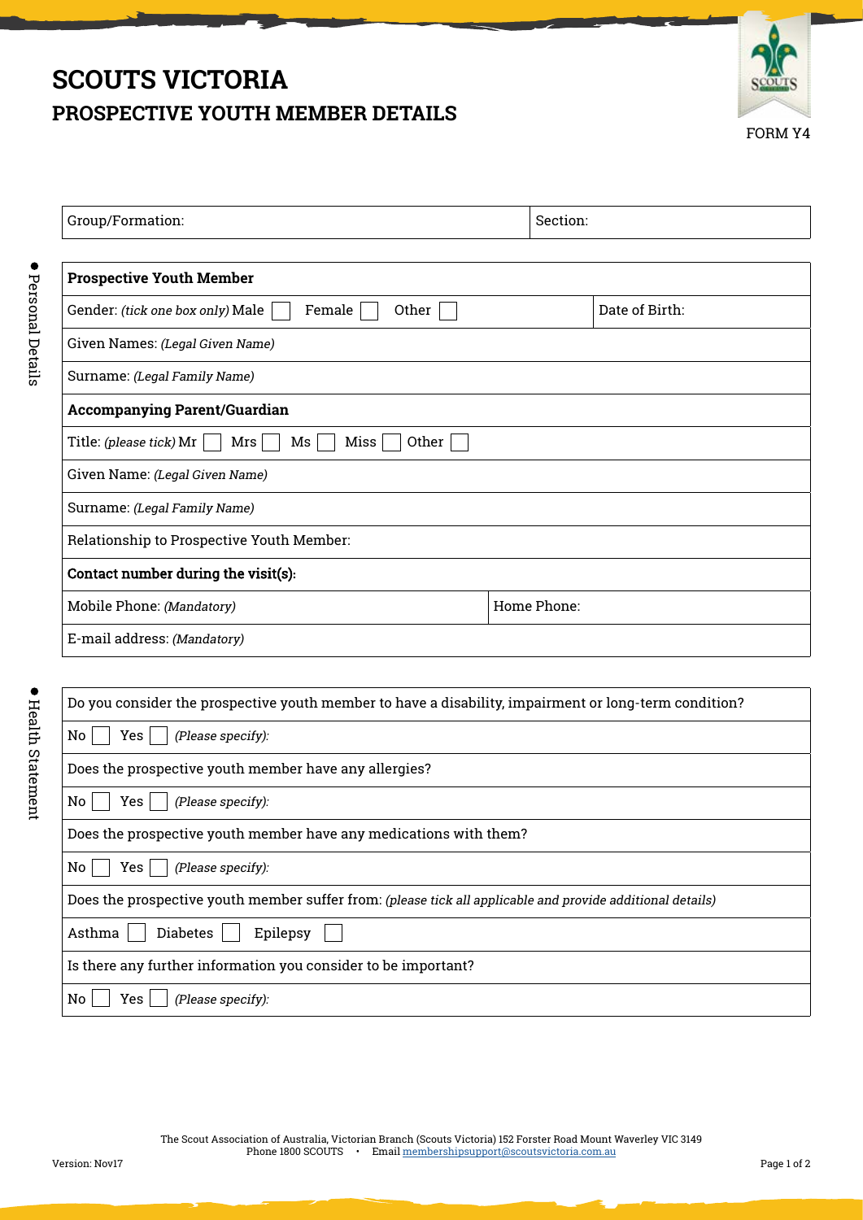# SCOUTS VICTORIA

## PROSPECTIVE YOUTH MEMBER DETAILS

FORM Y4

| Group/Formation: | Section: |
|---|---|

**Personal Details**

| **Prospective Youth Member** | |
|---|---|
| Gender: *(tick one box only)* Male ☐ Female ☐ Other ☐ | Date of Birth: |
| Given Names: *(Legal Given Name)* | |
| Surname: *(Legal Family Name)* | |
| **Accompanying Parent/Guardian** | |
| Title: *(please tick)* Mr ☐ Mrs ☐ Ms ☐ Miss ☐ Other ☐ | |
| Given Name: *(Legal Given Name)* | |
| Surname: *(Legal Family Name)* | |
| Relationship to Prospective Youth Member: | |
| **Contact number during the visit(s):** | |
| Mobile Phone: *(Mandatory)* | Home Phone: |
| E-mail address: *(Mandatory)* | |

**Health Statement**

| Do you consider the prospective youth member to have a disability, impairment or long-term condition? |
|---|
| No ☐ Yes ☐ *(Please specify):* |
| Does the prospective youth member have any allergies? |
| No ☐ Yes ☐ *(Please specify):* |
| Does the prospective youth member have any medications with them? |
| No ☐ Yes ☐ *(Please specify):* |
| Does the prospective youth member suffer from: *(please tick all applicable and provide additional details)* |
| Asthma ☐ Diabetes ☐ Epilepsy ☐ |
| Is there any further information you consider to be important? |
| No ☐ Yes ☐ *(Please specify):* |

The Scout Association of Australia, Victorian Branch (Scouts Victoria) 152 Forster Road Mount Waverley VIC 3149
Phone 1800 SCOUTS • Email membershipsupport@scoutsvictoria.com.au

Version: Nov17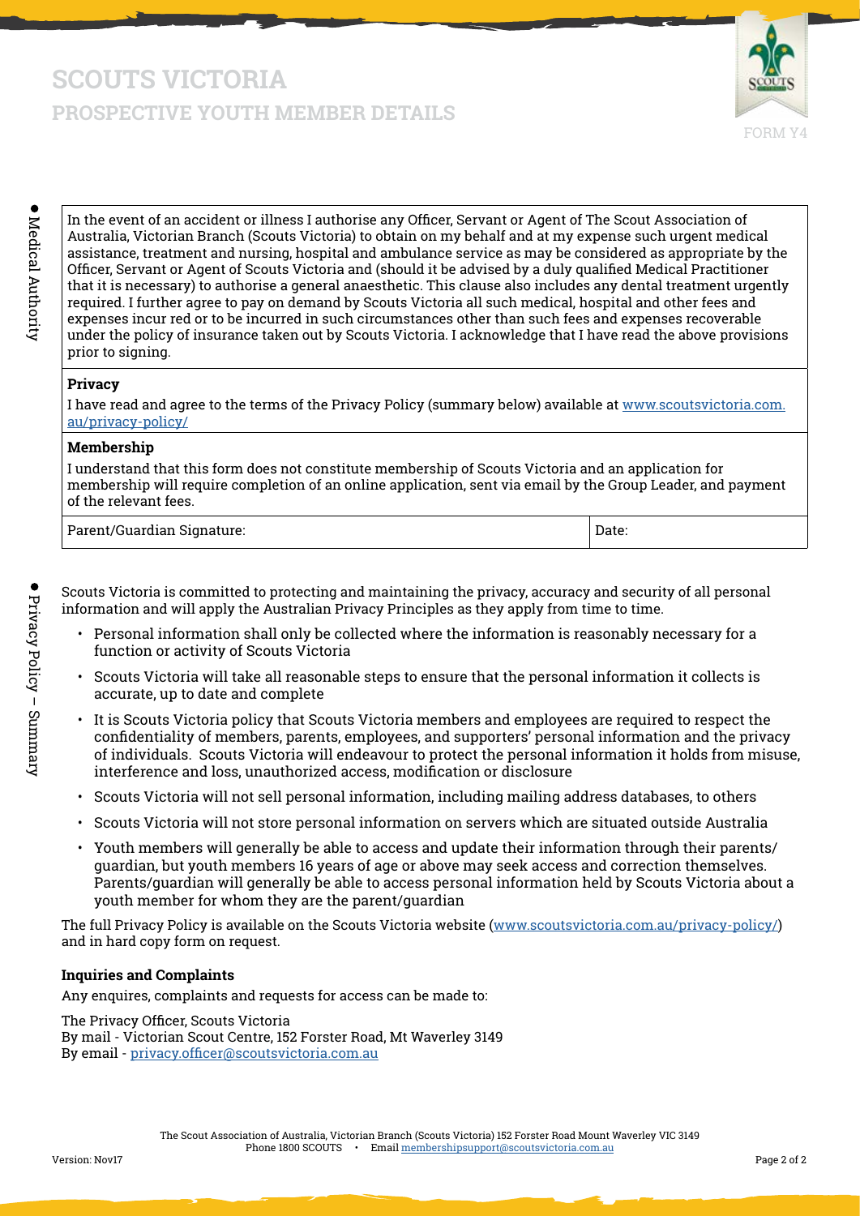# SCOUTS VICTORIA

## PROSPECTIVE YOUTH MEMBER DETAILS

FORM Y4

### Medical Authority

In the event of an accident or illness I authorise any Officer, Servant or Agent of The Scout Association of Australia, Victorian Branch (Scouts Victoria) to obtain on my behalf and at my expense such urgent medical assistance, treatment and nursing, hospital and ambulance service as may be considered as appropriate by the Officer, Servant or Agent of Scouts Victoria and (should it be advised by a duly qualified Medical Practitioner that it is necessary) to authorise a general anaesthetic. This clause also includes any dental treatment urgently required. I further agree to pay on demand by Scouts Victoria all such medical, hospital and other fees and expenses incur red or to be incurred in such circumstances other than such fees and expenses recoverable under the policy of insurance taken out by Scouts Victoria. I acknowledge that I have read the above provisions prior to signing.

**Privacy**

I have read and agree to the terms of the Privacy Policy (summary below) available at www.scoutsvictoria.com.au/privacy-policy/

**Membership**

I understand that this form does not constitute membership of Scouts Victoria and an application for membership will require completion of an online application, sent via email by the Group Leader, and payment of the relevant fees.

| | |
|---|---|
| Parent/Guardian Signature: | Date: |

### Privacy Policy – Summary

Scouts Victoria is committed to protecting and maintaining the privacy, accuracy and security of all personal information and will apply the Australian Privacy Principles as they apply from time to time.

- Personal information shall only be collected where the information is reasonably necessary for a function or activity of Scouts Victoria
- Scouts Victoria will take all reasonable steps to ensure that the personal information it collects is accurate, up to date and complete
- It is Scouts Victoria policy that Scouts Victoria members and employees are required to respect the confidentiality of members, parents, employees, and supporters' personal information and the privacy of individuals. Scouts Victoria will endeavour to protect the personal information it holds from misuse, interference and loss, unauthorized access, modification or disclosure
- Scouts Victoria will not sell personal information, including mailing address databases, to others
- Scouts Victoria will not store personal information on servers which are situated outside Australia
- Youth members will generally be able to access and update their information through their parents/guardian, but youth members 16 years of age or above may seek access and correction themselves. Parents/guardian will generally be able to access personal information held by Scouts Victoria about a youth member for whom they are the parent/guardian

The full Privacy Policy is available on the Scouts Victoria website (www.scoutsvictoria.com.au/privacy-policy/) and in hard copy form on request.

**Inquiries and Complaints**

Any enquires, complaints and requests for access can be made to:

The Privacy Officer, Scouts Victoria
By mail - Victorian Scout Centre, 152 Forster Road, Mt Waverley 3149
By email - privacy.officer@scoutsvictoria.com.au

The Scout Association of Australia, Victorian Branch (Scouts Victoria) 152 Forster Road Mount Waverley VIC 3149
Phone 1800 SCOUTS • Email membershipsupport@scoutsvictoria.com.au

Version: Nov17